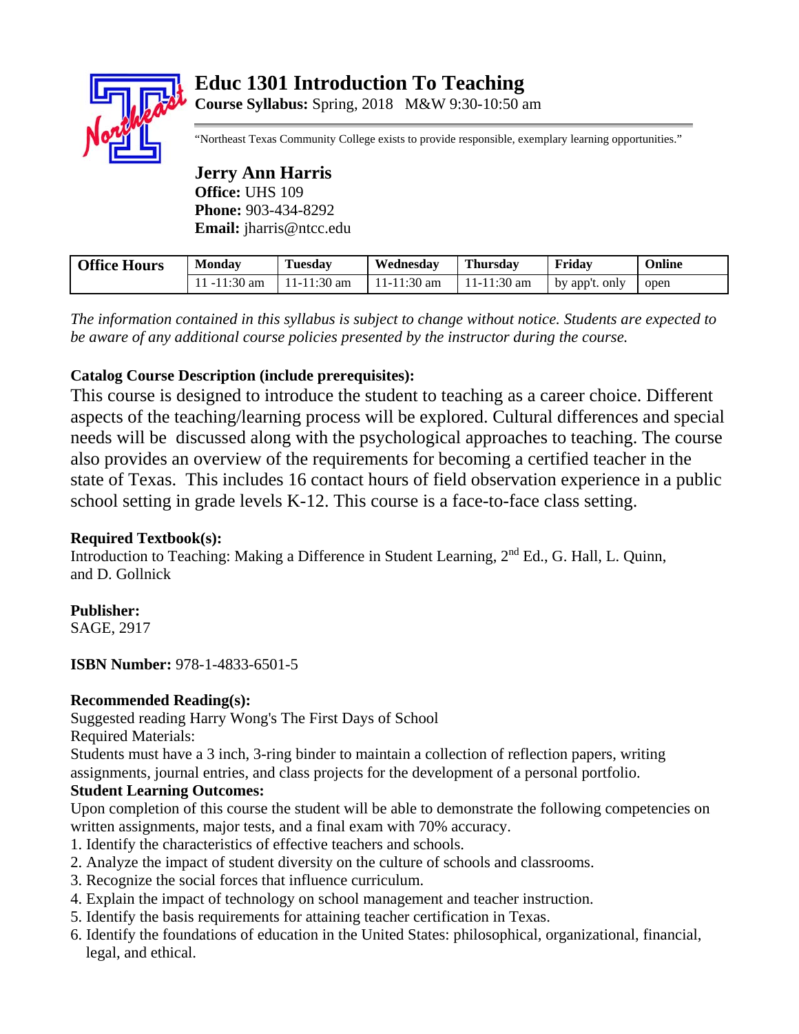# Educ 1301 Introduction To Teaching

**Course Syllabus:** Spring, 2018 M&W 9:30-10:50 am

"Northeast Texas Community College exists to provide responsible, exemplary learning opportunities."

## Jerry Ann Harris

**Office:** UHS 109
**Phone:** 903-434-8292
**Email:** jharris@ntcc.edu

| Office Hours | Monday | Tuesday | Wednesday | Thursday | Friday | Online |
|---|---|---|---|---|---|---|
| | 11 -11:30 am | 11-11:30 am | 11-11:30 am | 11-11:30 am | by app't. only | open |

*The information contained in this syllabus is subject to change without notice. Students are expected to be aware of any additional course policies presented by the instructor during the course.*

**Catalog Course Description (include prerequisites):**

This course is designed to introduce the student to teaching as a career choice. Different aspects of the teaching/learning process will be explored. Cultural differences and special needs will be discussed along with the psychological approaches to teaching. The course also provides an overview of the requirements for becoming a certified teacher in the state of Texas. This includes 16 contact hours of field observation experience in a public school setting in grade levels K-12. This course is a face-to-face class setting.

**Required Textbook(s):**

Introduction to Teaching: Making a Difference in Student Learning, 2nd Ed., G. Hall, L. Quinn, and D. Gollnick

**Publisher:**

SAGE, 2917

**ISBN Number:** 978-1-4833-6501-5

**Recommended Reading(s):**

Suggested reading Harry Wong's The First Days of School

Required Materials:

Students must have a 3 inch, 3-ring binder to maintain a collection of reflection papers, writing assignments, journal entries, and class projects for the development of a personal portfolio.

**Student Learning Outcomes:**

Upon completion of this course the student will be able to demonstrate the following competencies on written assignments, major tests, and a final exam with 70% accuracy.

1. Identify the characteristics of effective teachers and schools.
2. Analyze the impact of student diversity on the culture of schools and classrooms.
3. Recognize the social forces that influence curriculum.
4. Explain the impact of technology on school management and teacher instruction.
5. Identify the basis requirements for attaining teacher certification in Texas.
6. Identify the foundations of education in the United States: philosophical, organizational, financial, legal, and ethical.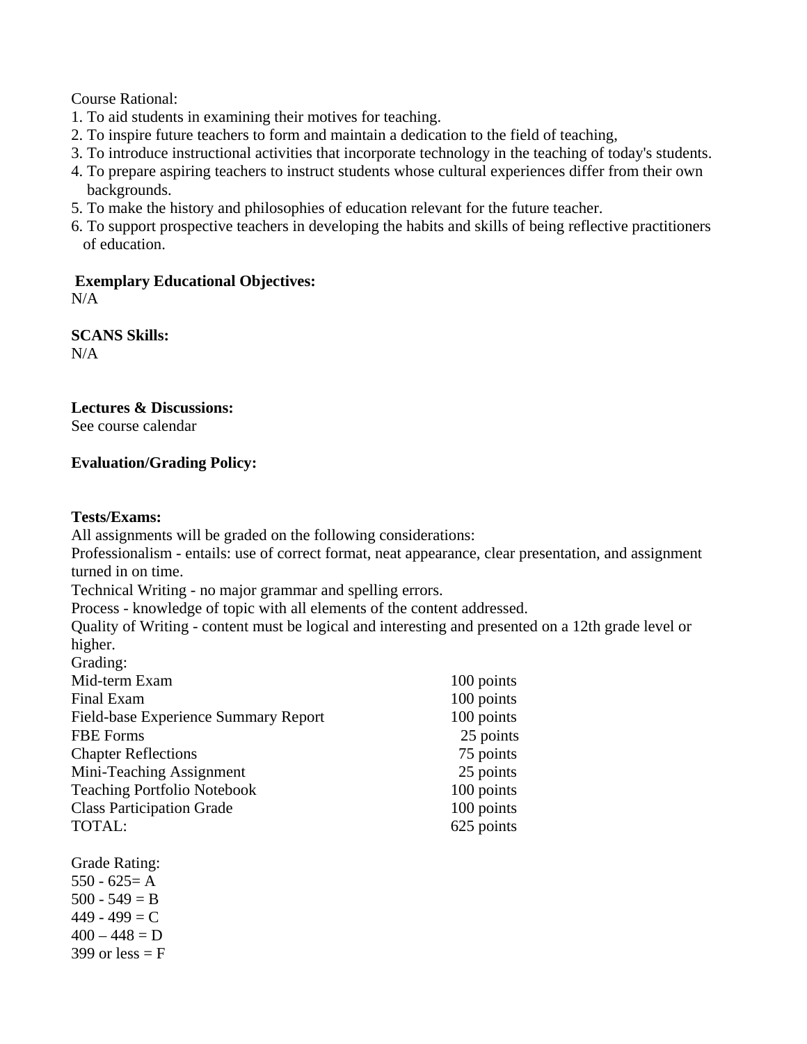Course Rational:

1. To aid students in examining their motives for teaching.
2. To inspire future teachers to form and maintain a dedication to the field of teaching,
3. To introduce instructional activities that incorporate technology in the teaching of today's students.
4. To prepare aspiring teachers to instruct students whose cultural experiences differ from their own backgrounds.
5. To make the history and philosophies of education relevant for the future teacher.
6. To support prospective teachers in developing the habits and skills of being reflective practitioners of education.

**Exemplary Educational Objectives:**
N/A

**SCANS Skills:**
N/A

**Lectures & Discussions:**
See course calendar

**Evaluation/Grading Policy:**

**Tests/Exams:**
All assignments will be graded on the following considerations:
Professionalism - entails: use of correct format, neat appearance, clear presentation, and assignment turned in on time.
Technical Writing - no major grammar and spelling errors.
Process - knowledge of topic with all elements of the content addressed.
Quality of Writing - content must be logical and interesting and presented on a 12th grade level or higher.

Grading:

| | |
|---|---|
| Mid-term Exam | 100 points |
| Final Exam | 100 points |
| Field-base Experience Summary Report | 100 points |
| FBE Forms | 25 points |
| Chapter Reflections | 75 points |
| Mini-Teaching Assignment | 25 points |
| Teaching Portfolio Notebook | 100 points |
| Class Participation Grade | 100 points |
| TOTAL: | 625 points |

Grade Rating:
550 - 625= A
500 - 549 = B
449 - 499 = C
400 – 448 = D
399 or less = F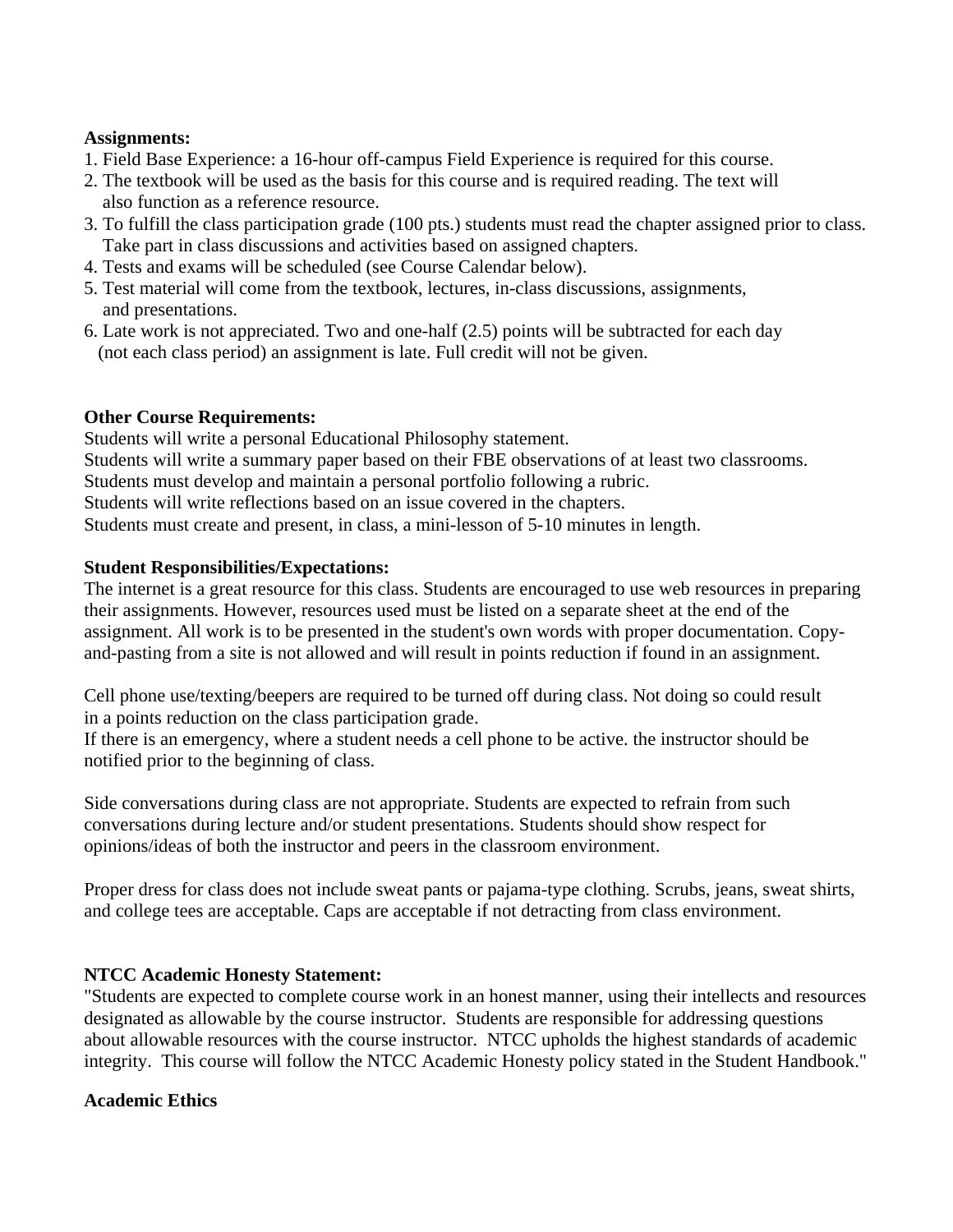**Assignments:**

1. Field Base Experience: a 16-hour off-campus Field Experience is required for this course.
2. The textbook will be used as the basis for this course and is required reading. The text will also function as a reference resource.
3. To fulfill the class participation grade (100 pts.) students must read the chapter assigned prior to class. Take part in class discussions and activities based on assigned chapters.
4. Tests and exams will be scheduled (see Course Calendar below).
5. Test material will come from the textbook, lectures, in-class discussions, assignments, and presentations.
6. Late work is not appreciated. Two and one-half (2.5) points will be subtracted for each day (not each class period) an assignment is late. Full credit will not be given.

**Other Course Requirements:**

Students will write a personal Educational Philosophy statement.
Students will write a summary paper based on their FBE observations of at least two classrooms.
Students must develop and maintain a personal portfolio following a rubric.
Students will write reflections based on an issue covered in the chapters.
Students must create and present, in class, a mini-lesson of 5-10 minutes in length.

**Student Responsibilities/Expectations:**

The internet is a great resource for this class. Students are encouraged to use web resources in preparing their assignments. However, resources used must be listed on a separate sheet at the end of the assignment. All work is to be presented in the student's own words with proper documentation. Copy-and-pasting from a site is not allowed and will result in points reduction if found in an assignment.

Cell phone use/texting/beepers are required to be turned off during class. Not doing so could result in a points reduction on the class participation grade.
If there is an emergency, where a student needs a cell phone to be active. the instructor should be notified prior to the beginning of class.

Side conversations during class are not appropriate. Students are expected to refrain from such conversations during lecture and/or student presentations. Students should show respect for opinions/ideas of both the instructor and peers in the classroom environment.

Proper dress for class does not include sweat pants or pajama-type clothing. Scrubs, jeans, sweat shirts, and college tees are acceptable. Caps are acceptable if not detracting from class environment.

**NTCC Academic Honesty Statement:**

"Students are expected to complete course work in an honest manner, using their intellects and resources designated as allowable by the course instructor. Students are responsible for addressing questions about allowable resources with the course instructor. NTCC upholds the highest standards of academic integrity. This course will follow the NTCC Academic Honesty policy stated in the Student Handbook."

**Academic Ethics**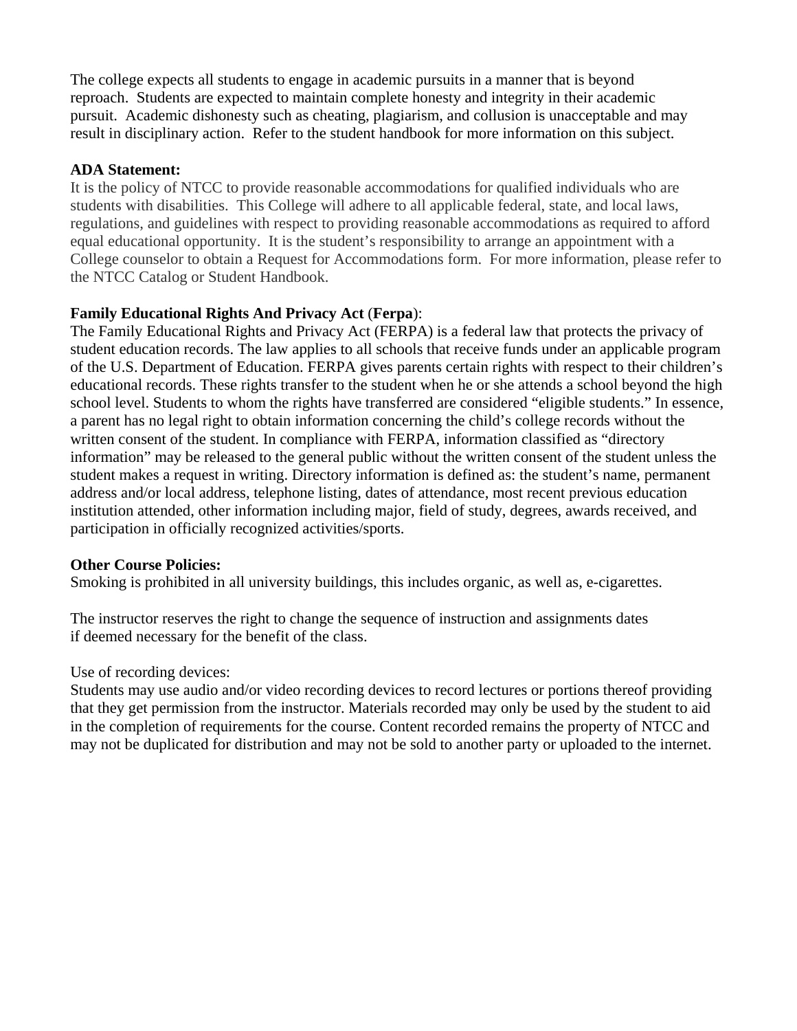The college expects all students to engage in academic pursuits in a manner that is beyond reproach. Students are expected to maintain complete honesty and integrity in their academic pursuit. Academic dishonesty such as cheating, plagiarism, and collusion is unacceptable and may result in disciplinary action. Refer to the student handbook for more information on this subject.

**ADA Statement:**

It is the policy of NTCC to provide reasonable accommodations for qualified individuals who are students with disabilities. This College will adhere to all applicable federal, state, and local laws, regulations, and guidelines with respect to providing reasonable accommodations as required to afford equal educational opportunity. It is the student's responsibility to arrange an appointment with a College counselor to obtain a Request for Accommodations form. For more information, please refer to the NTCC Catalog or Student Handbook.

**Family Educational Rights And Privacy Act** (**Ferpa**):

The Family Educational Rights and Privacy Act (FERPA) is a federal law that protects the privacy of student education records. The law applies to all schools that receive funds under an applicable program of the U.S. Department of Education. FERPA gives parents certain rights with respect to their children's educational records. These rights transfer to the student when he or she attends a school beyond the high school level. Students to whom the rights have transferred are considered "eligible students." In essence, a parent has no legal right to obtain information concerning the child's college records without the written consent of the student. In compliance with FERPA, information classified as "directory information" may be released to the general public without the written consent of the student unless the student makes a request in writing. Directory information is defined as: the student's name, permanent address and/or local address, telephone listing, dates of attendance, most recent previous education institution attended, other information including major, field of study, degrees, awards received, and participation in officially recognized activities/sports.

**Other Course Policies:**

Smoking is prohibited in all university buildings, this includes organic, as well as, e-cigarettes.

The instructor reserves the right to change the sequence of instruction and assignments dates if deemed necessary for the benefit of the class.

Use of recording devices:

Students may use audio and/or video recording devices to record lectures or portions thereof providing that they get permission from the instructor. Materials recorded may only be used by the student to aid in the completion of requirements for the course. Content recorded remains the property of NTCC and may not be duplicated for distribution and may not be sold to another party or uploaded to the internet.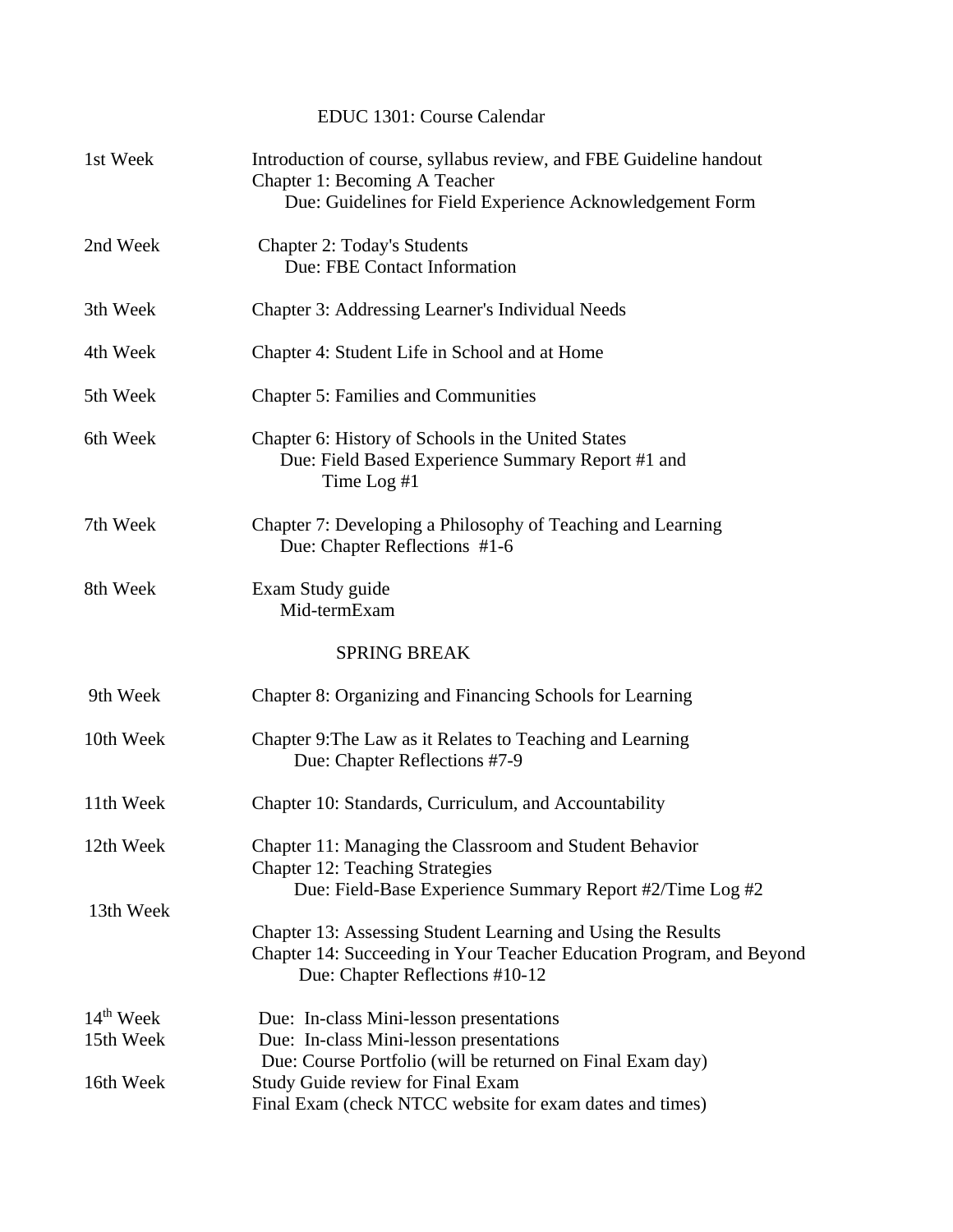# EDUC 1301: Course Calendar

| | |
|---|---|
| 1st Week | Introduction of course, syllabus review, and FBE Guideline handout<br>Chapter 1: Becoming A Teacher<br>Due: Guidelines for Field Experience Acknowledgement Form |
| 2nd Week | Chapter 2: Today's Students<br>Due: FBE Contact Information |
| 3th Week | Chapter 3: Addressing Learner's Individual Needs |
| 4th Week | Chapter 4: Student Life in School and at Home |
| 5th Week | Chapter 5: Families and Communities |
| 6th Week | Chapter 6: History of Schools in the United States<br>Due: Field Based Experience Summary Report #1 and Time Log #1 |
| 7th Week | Chapter 7: Developing a Philosophy of Teaching and Learning<br>Due: Chapter Reflections #1-6 |
| 8th Week | Exam Study guide<br>Mid-termExam |
| | SPRING BREAK |
| 9th Week | Chapter 8: Organizing and Financing Schools for Learning |
| 10th Week | Chapter 9:The Law as it Relates to Teaching and Learning<br>Due: Chapter Reflections #7-9 |
| 11th Week | Chapter 10: Standards, Curriculum, and Accountability |
| 12th Week | Chapter 11: Managing the Classroom and Student Behavior<br>Chapter 12: Teaching Strategies<br>Due: Field-Base Experience Summary Report #2/Time Log #2 |
| 13th Week | Chapter 13: Assessing Student Learning and Using the Results<br>Chapter 14: Succeeding in Your Teacher Education Program, and Beyond<br>Due: Chapter Reflections #10-12 |
| 14th Week | Due: In-class Mini-lesson presentations |
| 15th Week | Due: In-class Mini-lesson presentations<br>Due: Course Portfolio (will be returned on Final Exam day) |
| 16th Week | Study Guide review for Final Exam<br>Final Exam (check NTCC website for exam dates and times) |